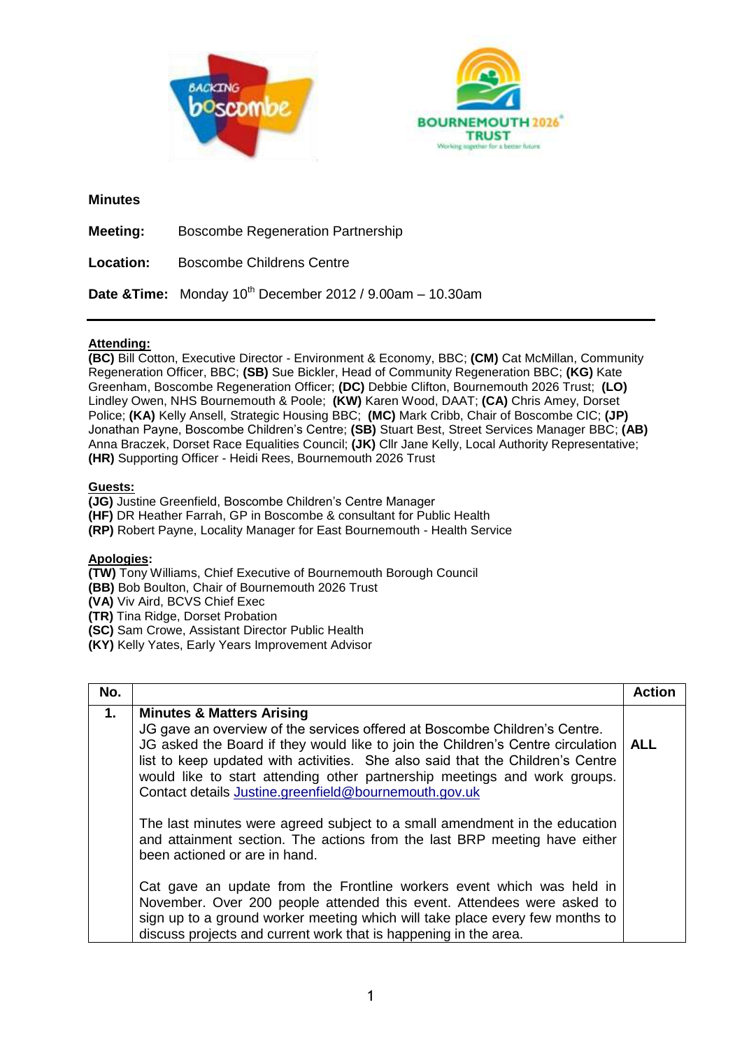**Minutes**

**Meeting:** Boscombe Regeneration Partnership

**Location:** Boscombe Childrens Centre

**Date &Time:** Monday 10th December 2012 / 9.00am – 10.30am

---

**Attending:**

**(BC)** Bill Cotton, Executive Director - Environment & Economy, BBC; **(CM)** Cat McMillan, Community Regeneration Officer, BBC; **(SB)** Sue Bickler, Head of Community Regeneration BBC; **(KG)** Kate Greenham, Boscombe Regeneration Officer; **(DC)** Debbie Clifton, Bournemouth 2026 Trust; **(LO)** Lindley Owen, NHS Bournemouth & Poole; **(KW)** Karen Wood, DAAT; **(CA)** Chris Amey, Dorset Police; **(KA)** Kelly Ansell, Strategic Housing BBC; **(MC)** Mark Cribb, Chair of Boscombe CIC; **(JP)** Jonathan Payne, Boscombe Children's Centre; **(SB)** Stuart Best, Street Services Manager BBC; **(AB)** Anna Braczek, Dorset Race Equalities Council; **(JK)** Cllr Jane Kelly, Local Authority Representative; **(HR)** Supporting Officer - Heidi Rees, Bournemouth 2026 Trust

**Guests:**

**(JG)** Justine Greenfield, Boscombe Children's Centre Manager
**(HF)** DR Heather Farrah, GP in Boscombe & consultant for Public Health
**(RP)** Robert Payne, Locality Manager for East Bournemouth - Health Service

**Apologies:**

**(TW)** Tony Williams, Chief Executive of Bournemouth Borough Council
**(BB)** Bob Boulton, Chair of Bournemouth 2026 Trust
**(VA)** Viv Aird, BCVS Chief Exec
**(TR)** Tina Ridge, Dorset Probation
**(SC)** Sam Crowe, Assistant Director Public Health
**(KY)** Kelly Yates, Early Years Improvement Advisor

| No. | | Action |
|---|---|---|
| **1.** | **Minutes & Matters Arising**<br>JG gave an overview of the services offered at Boscombe Children's Centre. JG asked the Board if they would like to join the Children's Centre circulation list to keep updated with activities. She also said that the Children's Centre would like to start attending other partnership meetings and work groups. Contact details Justine.greenfield@bournemouth.gov.uk<br><br>The last minutes were agreed subject to a small amendment in the education and attainment section. The actions from the last BRP meeting have either been actioned or are in hand.<br><br>Cat gave an update from the Frontline workers event which was held in November. Over 200 people attended this event. Attendees were asked to sign up to a ground worker meeting which will take place every few months to discuss projects and current work that is happening in the area. | **ALL** |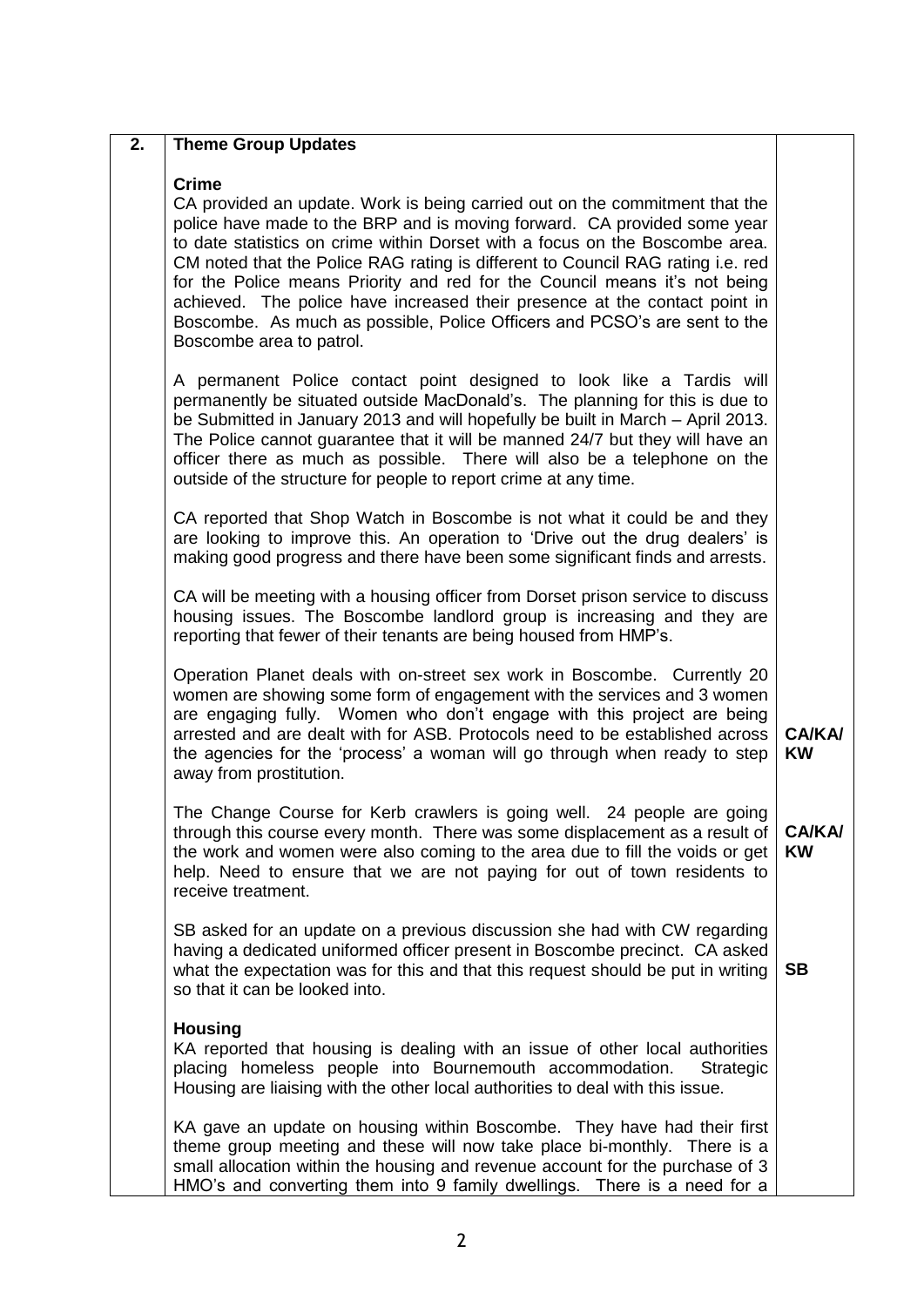| 2. | **Theme Group Updates** | |
|---|---|---|
| | **Crime**<br>CA provided an update. Work is being carried out on the commitment that the police have made to the BRP and is moving forward. CA provided some year to date statistics on crime within Dorset with a focus on the Boscombe area. CM noted that the Police RAG rating is different to Council RAG rating i.e. red for the Police means Priority and red for the Council means it's not being achieved. The police have increased their presence at the contact point in Boscombe. As much as possible, Police Officers and PCSO's are sent to the Boscombe area to patrol. | |
| | A permanent Police contact point designed to look like a Tardis will permanently be situated outside MacDonald's. The planning for this is due to be Submitted in January 2013 and will hopefully be built in March – April 2013. The Police cannot guarantee that it will be manned 24/7 but they will have an officer there as much as possible. There will also be a telephone on the outside of the structure for people to report crime at any time. | |
| | CA reported that Shop Watch in Boscombe is not what it could be and they are looking to improve this. An operation to 'Drive out the drug dealers' is making good progress and there have been some significant finds and arrests. | |
| | CA will be meeting with a housing officer from Dorset prison service to discuss housing issues. The Boscombe landlord group is increasing and they are reporting that fewer of their tenants are being housed from HMP's. | |
| | Operation Planet deals with on-street sex work in Boscombe. Currently 20 women are showing some form of engagement with the services and 3 women are engaging fully. Women who don't engage with this project are being arrested and are dealt with for ASB. Protocols need to be established across the agencies for the 'process' a woman will go through when ready to step away from prostitution. | **CA/KA/ KW** |
| | The Change Course for Kerb crawlers is going well. 24 people are going through this course every month. There was some displacement as a result of the work and women were also coming to the area due to fill the voids or get help. Need to ensure that we are not paying for out of town residents to receive treatment. | **CA/KA/ KW** |
| | SB asked for an update on a previous discussion she had with CW regarding having a dedicated uniformed officer present in Boscombe precinct. CA asked what the expectation was for this and that this request should be put in writing so that it can be looked into. | **SB** |
| | **Housing**<br>KA reported that housing is dealing with an issue of other local authorities placing homeless people into Bournemouth accommodation. Strategic Housing are liaising with the other local authorities to deal with this issue. | |
| | KA gave an update on housing within Boscombe. They have had their first theme group meeting and these will now take place bi-monthly. There is a small allocation within the housing and revenue account for the purchase of 3 HMO's and converting them into 9 family dwellings. There is a need for a | |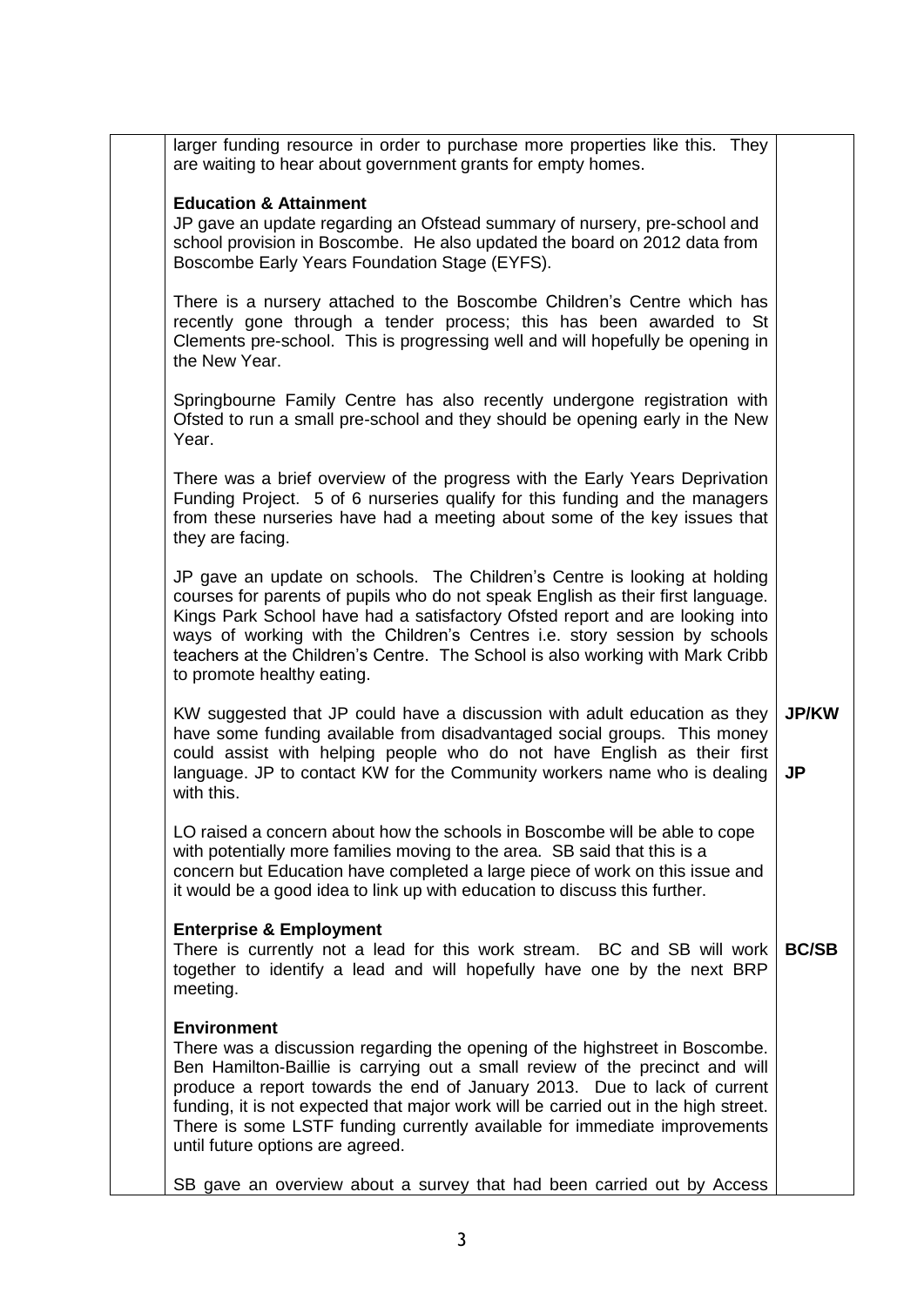| | | |
|---|---|---|
| | larger funding resource in order to purchase more properties like this. They are waiting to hear about government grants for empty homes.<br><br>**Education & Attainment**<br>JP gave an update regarding an Ofstead summary of nursery, pre-school and school provision in Boscombe. He also updated the board on 2012 data from Boscombe Early Years Foundation Stage (EYFS).<br><br>There is a nursery attached to the Boscombe Children's Centre which has recently gone through a tender process; this has been awarded to St Clements pre-school. This is progressing well and will hopefully be opening in the New Year.<br><br>Springbourne Family Centre has also recently undergone registration with Ofsted to run a small pre-school and they should be opening early in the New Year.<br><br>There was a brief overview of the progress with the Early Years Deprivation Funding Project. 5 of 6 nurseries qualify for this funding and the managers from these nurseries have had a meeting about some of the key issues that they are facing.<br><br>JP gave an update on schools. The Children's Centre is looking at holding courses for parents of pupils who do not speak English as their first language. Kings Park School have had a satisfactory Ofsted report and are looking into ways of working with the Children's Centres i.e. story session by schools teachers at the Children's Centre. The School is also working with Mark Cribb to promote healthy eating.<br><br>KW suggested that JP could have a discussion with adult education as they have some funding available from disadvantaged social groups. This money could assist with helping people who do not have English as their first language. JP to contact KW for the Community workers name who is dealing with this.<br><br>LO raised a concern about how the schools in Boscombe will be able to cope with potentially more families moving to the area. SB said that this is a concern but Education have completed a large piece of work on this issue and it would be a good idea to link up with education to discuss this further.<br><br>**Enterprise & Employment**<br>There is currently not a lead for this work stream. BC and SB will work together to identify a lead and will hopefully have one by the next BRP meeting.<br><br>**Environment**<br>There was a discussion regarding the opening of the highstreet in Boscombe. Ben Hamilton-Baillie is carrying out a small review of the precinct and will produce a report towards the end of January 2013. Due to lack of current funding, it is not expected that major work will be carried out in the high street. There is some LSTF funding currently available for immediate improvements until future options are agreed.<br><br>SB gave an overview about a survey that had been carried out by Access | **JP/KW**<br><br>**JP**<br><br>**BC/SB** |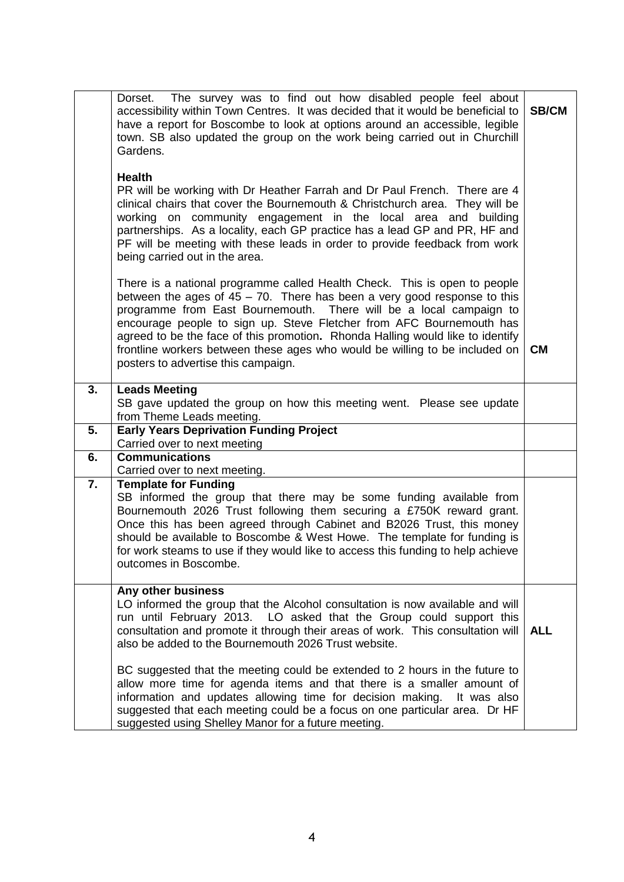| | | |
|---|---|---|
| | Dorset. The survey was to find out how disabled people feel about accessibility within Town Centres. It was decided that it would be beneficial to have a report for Boscombe to look at options around an accessible, legible town. SB also updated the group on the work being carried out in Churchill Gardens.<br><br>**Health**<br>PR will be working with Dr Heather Farrah and Dr Paul French. There are 4 clinical chairs that cover the Bournemouth & Christchurch area. They will be working on community engagement in the local area and building partnerships. As a locality, each GP practice has a lead GP and PR, HF and PF will be meeting with these leads in order to provide feedback from work being carried out in the area.<br><br>There is a national programme called Health Check. This is open to people between the ages of 45 – 70. There has been a very good response to this programme from East Bournemouth. There will be a local campaign to encourage people to sign up. Steve Fletcher from AFC Bournemouth has agreed to be the face of this promotion**.** Rhonda Halling would like to identify frontline workers between these ages who would be willing to be included on posters to advertise this campaign. | **SB/CM**<br><br><br><br><br><br><br><br><br><br><br><br><br><br>**CM** |
| **3.** | **Leads Meeting**<br>SB gave updated the group on how this meeting went. Please see update from Theme Leads meeting. | |
| **5.** | **Early Years Deprivation Funding Project**<br>Carried over to next meeting | |
| **6.** | **Communications**<br>Carried over to next meeting. | |
| **7.** | **Template for Funding**<br>SB informed the group that there may be some funding available from Bournemouth 2026 Trust following them securing a £750K reward grant. Once this has been agreed through Cabinet and B2026 Trust, this money should be available to Boscombe & West Howe. The template for funding is for work steams to use if they would like to access this funding to help achieve outcomes in Boscombe. | |
| | **Any other business**<br>LO informed the group that the Alcohol consultation is now available and will run until February 2013. LO asked that the Group could support this consultation and promote it through their areas of work. This consultation will also be added to the Bournemouth 2026 Trust website.<br><br>BC suggested that the meeting could be extended to 2 hours in the future to allow more time for agenda items and that there is a smaller amount of information and updates allowing time for decision making. It was also suggested that each meeting could be a focus on one particular area. Dr HF suggested using Shelley Manor for a future meeting. | **ALL** |